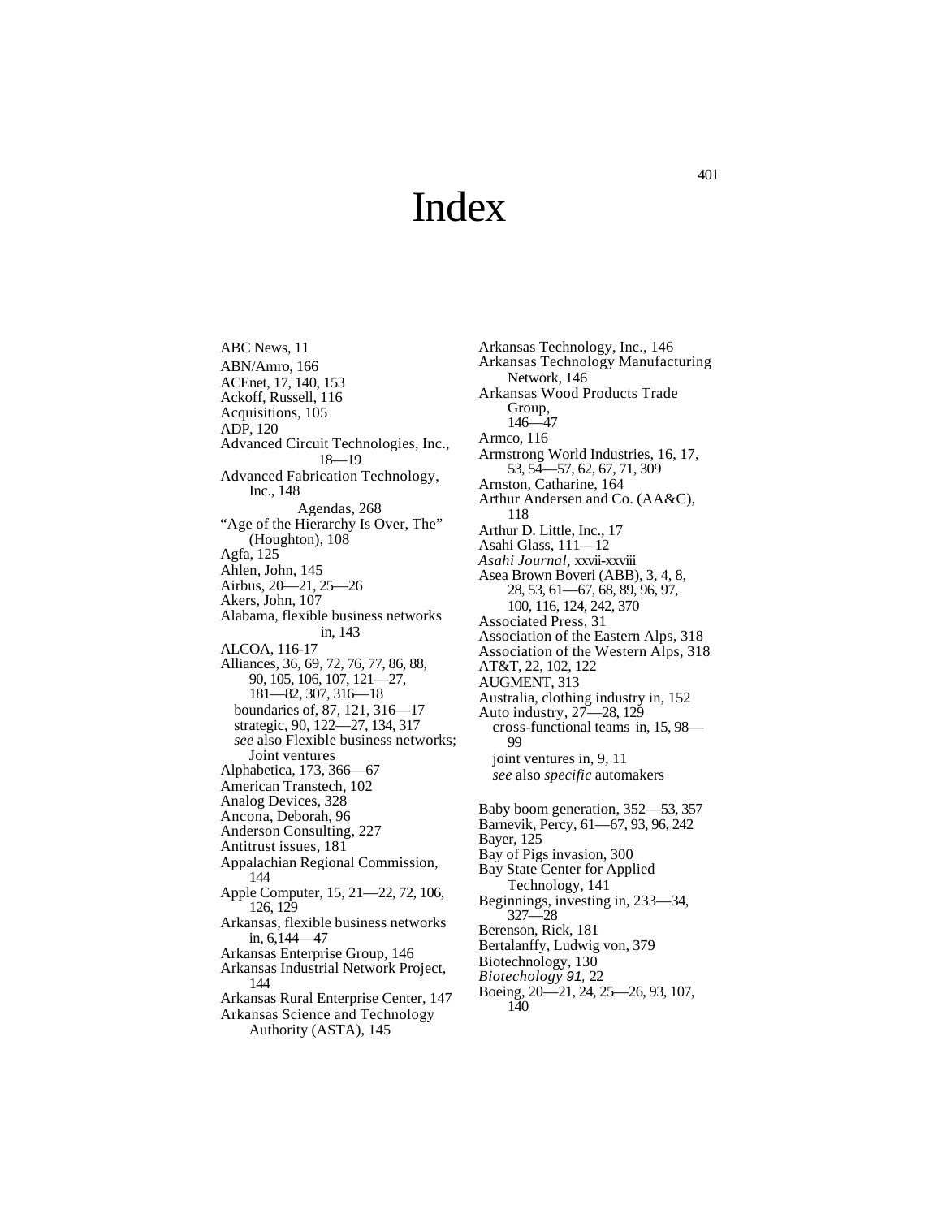# Index

ABC News, 11
ABN/Amro, 166
ACEnet, 17, 140, 153
Ackoff, Russell, 116
Acquisitions, 105
ADP, 120
Advanced Circuit Technologies, Inc., 18—19
Advanced Fabrication Technology, Inc., 148
Agendas, 268
"Age of the Hierarchy Is Over, The" (Houghton), 108
Agfa, 125
Ahlen, John, 145
Airbus, 20—21, 25—26
Akers, John, 107
Alabama, flexible business networks in, 143
ALCOA, 116-17
Alliances, 36, 69, 72, 76, 77, 86, 88, 90, 105, 106, 107, 121—27, 181—82, 307, 316—18
  boundaries of, 87, 121, 316—17
  strategic, 90, 122—27, 134, 317
  *see* also Flexible business networks; Joint ventures
Alphabetica, 173, 366—67
American Transtech, 102
Analog Devices, 328
Ancona, Deborah, 96
Anderson Consulting, 227
Antitrust issues, 181
Appalachian Regional Commission, 144
Apple Computer, 15, 21—22, 72, 106, 126, 129
Arkansas, flexible business networks in, 6,144—47
Arkansas Enterprise Group, 146
Arkansas Industrial Network Project, 144
Arkansas Rural Enterprise Center, 147
Arkansas Science and Technology Authority (ASTA), 145
Arkansas Technology, Inc., 146
Arkansas Technology Manufacturing Network, 146
Arkansas Wood Products Trade Group, 146—47
Armco, 116
Armstrong World Industries, 16, 17, 53, 54—57, 62, 67, 71, 309
Arnston, Catharine, 164
Arthur Andersen and Co. (AA&C), 118
Arthur D. Little, Inc., 17
Asahi Glass, 111—12
*Asahi Journal,* xxvii-xxviii
Asea Brown Boveri (ABB), 3, 4, 8, 28, 53, 61—67, 68, 89, 96, 97, 100, 116, 124, 242, 370
Associated Press, 31
Association of the Eastern Alps, 318
Association of the Western Alps, 318
AT&T, 22, 102, 122
AUGMENT, 313
Australia, clothing industry in, 152
Auto industry, 27—28, 129
  cross-functional teams in, 15, 98—99
  joint ventures in, 9, 11
  *see* also *specific* automakers

Baby boom generation, 352—53, 357
Barnevik, Percy, 61—67, 93, 96, 242
Bayer, 125
Bay of Pigs invasion, 300
Bay State Center for Applied Technology, 141
Beginnings, investing in, 233—34, 327—28
Berenson, Rick, 181
Bertalanffy, Ludwig von, 379
Biotechnology, 130
*Biotechology 91,* 22
Boeing, 20—21, 24, 25—26, 93, 107, 140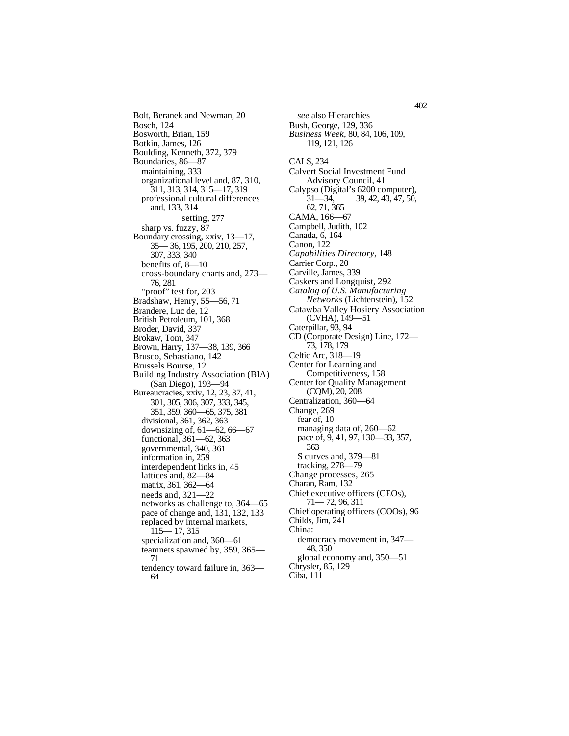Bolt, Beranek and Newman, 20
Bosch, 124
Bosworth, Brian, 159
Botkin, James, 126
Boulding, Kenneth, 372, 379
Boundaries, 86—87
  maintaining, 333
  organizational level and, 87, 310, 311, 313, 314, 315—17, 319
  professional cultural differences and, 133, 314
  setting, 277
  sharp vs. fuzzy, 87
Boundary crossing, xxiv, 13—17, 35— 36, 195, 200, 210, 257, 307, 333, 340
  benefits of, 8—10
  cross-boundary charts and, 273—76, 281
  "proof" test for, 203
Bradshaw, Henry, 55—56, 71
Brandere, Luc de, 12
British Petroleum, 101, 368
Broder, David, 337
Brokaw, Tom, 347
Brown, Harry, 137—38, 139, 366
Brusco, Sebastiano, 142
Brussels Bourse, 12
Building Industry Association (BIA) (San Diego), 193—94
Bureaucracies, xxiv, 12, 23, 37, 41, 301, 305, 306, 307, 333, 345, 351, 359, 360—65, 375, 381
  divisional, 361, 362, 363
  downsizing of, 61—62, 66—67
  functional, 361—62, 363
  governmental, 340, 361
  information in, 259
  interdependent links in, 45
  lattices and, 82—84
  matrix, 361, 362—64
  needs and, 321—22
  networks as challenge to, 364—65
  pace of change and, 131, 132, 133
  replaced by internal markets, 115— 17, 315
  specialization and, 360—61
  teamnets spawned by, 359, 365—71
  tendency toward failure in, 363—64
  *see* also Hierarchies
Bush, George, 129, 336
*Business Week*, 80, 84, 106, 109, 119, 121, 126

CALS, 234
Calvert Social Investment Fund Advisory Council, 41
Calypso (Digital's 6200 computer), 31—34, 39, 42, 43, 47, 50, 62, 71, 365
CAMA, 166—67
Campbell, Judith, 102
Canada, 6, 164
Canon, 122
*Capabilities Directory*, 148
Carrier Corp., 20
Carville, James, 339
Caskers and Longquist, 292
*Catalog of U.S. Manufacturing Networks* (Lichtenstein), 152
Catawba Valley Hosiery Association (CVHA), 149—51
Caterpillar, 93, 94
CD (Corporate Design) Line, 172—73, 178, 179
Celtic Arc, 318—19
Center for Learning and Competitiveness, 158
Center for Quality Management (CQM), 20, 208
Centralization, 360—64
Change, 269
  fear of, 10
  managing data of, 260—62
  pace of, 9, 41, 97, 130—33, 357, 363
  S curves and, 379—81
  tracking, 278—79
Change processes, 265
Charan, Ram, 132
Chief executive officers (CEOs), 71— 72, 96, 311
Chief operating officers (COOs), 96
Childs, Jim, 241
China:
  democracy movement in, 347—48, 350
  global economy and, 350—51
Chrysler, 85, 129
Ciba, 111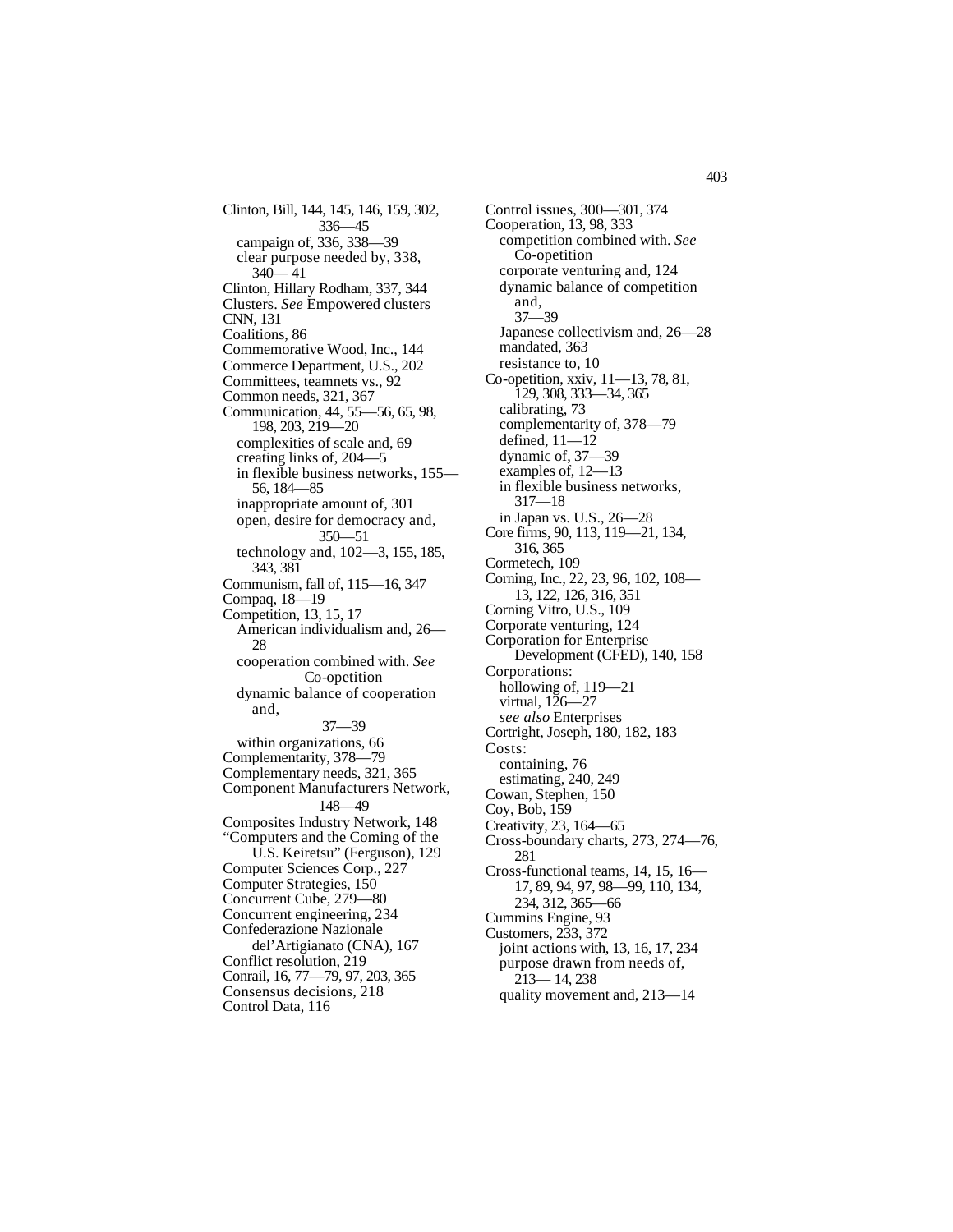Clinton, Bill, 144, 145, 146, 159, 302, 336—45
  campaign of, 336, 338—39
  clear purpose needed by, 338, 340— 41
Clinton, Hillary Rodham, 337, 344
Clusters. *See* Empowered clusters
CNN, 131
Coalitions, 86
Commemorative Wood, Inc., 144
Commerce Department, U.S., 202
Committees, teamnets vs., 92
Common needs, 321, 367
Communication, 44, 55—56, 65, 98, 198, 203, 219—20
  complexities of scale and, 69
  creating links of, 204—5
  in flexible business networks, 155—56, 184—85
  inappropriate amount of, 301
  open, desire for democracy and, 350—51
  technology and, 102—3, 155, 185, 343, 381
Communism, fall of, 115—16, 347
Compaq, 18—19
Competition, 13, 15, 17
  American individualism and, 26—28
  cooperation combined with. *See* Co-opetition
  dynamic balance of cooperation and, 37—39
  within organizations, 66
Complementarity, 378—79
Complementary needs, 321, 365
Component Manufacturers Network, 148—49
Composites Industry Network, 148
"Computers and the Coming of the U.S. Keiretsu" (Ferguson), 129
Computer Sciences Corp., 227
Computer Strategies, 150
Concurrent Cube, 279—80
Concurrent engineering, 234
Confederazione Nazionale del'Artigianato (CNA), 167
Conflict resolution, 219
Conrail, 16, 77—79, 97, 203, 365
Consensus decisions, 218
Control Data, 116
Control issues, 300—301, 374
Cooperation, 13, 98, 333
  competition combined with. *See* Co-opetition
  corporate venturing and, 124
  dynamic balance of competition and, 37—39
  Japanese collectivism and, 26—28
  mandated, 363
  resistance to, 10
Co-opetition, xxiv, 11—13, 78, 81, 129, 308, 333—34, 365
  calibrating, 73
  complementarity of, 378—79
  defined, 11—12
  dynamic of, 37—39
  examples of, 12—13
  in flexible business networks, 317—18
  in Japan vs. U.S., 26—28
Core firms, 90, 113, 119—21, 134, 316, 365
Cormetech, 109
Corning, Inc., 22, 23, 96, 102, 108—13, 122, 126, 316, 351
Corning Vitro, U.S., 109
Corporate venturing, 124
Corporation for Enterprise Development (CFED), 140, 158
Corporations:
  hollowing of, 119—21
  virtual, 126—27
  *see also* Enterprises
Cortright, Joseph, 180, 182, 183
Costs:
  containing, 76
  estimating, 240, 249
Cowan, Stephen, 150
Coy, Bob, 159
Creativity, 23, 164—65
Cross-boundary charts, 273, 274—76, 281
Cross-functional teams, 14, 15, 16—17, 89, 94, 97, 98—99, 110, 134, 234, 312, 365—66
Cummins Engine, 93
Customers, 233, 372
  joint actions with, 13, 16, 17, 234
  purpose drawn from needs of, 213— 14, 238
  quality movement and, 213—14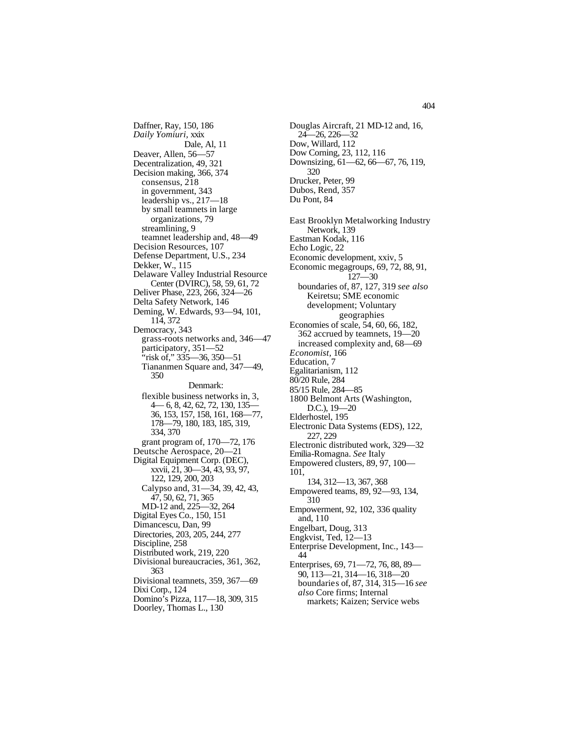Daffner, Ray, 150, 186
*Daily Yomiuri,* xxix
Dale, Al, 11
Deaver, Allen, 56—57
Decentralization, 49, 321
Decision making, 366, 374
- consensus, 218
- in government, 343
- leadership vs., 217—18
- by small teamnets in large organizations, 79
- streamlining, 9
- teamnet leadership and, 48—49

Decision Resources, 107
Defense Department, U.S., 234
Dekker, W., 115
Delaware Valley Industrial Resource Center (DVIRC), 58, 59, 61, 72
Deliver Phase, 223, 266, 324—26
Delta Safety Network, 146
Deming, W. Edwards, 93—94, 101, 114, 372
Democracy, 343
- grass-roots networks and, 346—47
- participatory, 351—52
- "risk of," 335—36, 350—51
- Tiananmen Square and, 347—49, 350

Denmark:
- flexible business networks in, 3, 4— 6, 8, 42, 62, 72, 130, 135—36, 153, 157, 158, 161, 168—77, 178—79, 180, 183, 185, 319, 334, 370
- grant program of, 170—72, 176

Deutsche Aerospace, 20—21
Digital Equipment Corp. (DEC), xxvii, 21, 30—34, 43, 93, 97, 122, 129, 200, 203
- Calypso and, 31—34, 39, 42, 43, 47, 50, 62, 71, 365
- MD-12 and, 225—32, 264

Digital Eyes Co., 150, 151
Dimancescu, Dan, 99
Directories, 203, 205, 244, 277
Discipline, 258
Distributed work, 219, 220
Divisional bureaucracies, 361, 362, 363
Divisional teamnets, 359, 367—69
Dixi Corp., 124
Domino's Pizza, 117—18, 309, 315
Doorley, Thomas L., 130
Douglas Aircraft, 21 MD-12 and, 16, 24—26, 226—32
Dow, Willard, 112
Dow Corning, 23, 112, 116
Downsizing, 61—62, 66—67, 76, 119, 320
Drucker, Peter, 99
Dubos, Rend, 357
Du Pont, 84

East Brooklyn Metalworking Industry Network, 139
Eastman Kodak, 116
Echo Logic, 22
Economic development, xxiv, 5
Economic megagroups, 69, 72, 88, 91, 127—30
- boundaries of, 87, 127, 319 *see also* Keiretsu; SME economic development; Voluntary geographies

Economies of scale, 54, 60, 66, 182, 362 accrued by teamnets, 19—20
- increased complexity and, 68—69

*Economist,* 166
Education, 7
Egalitarianism, 112
80/20 Rule, 284
85/15 Rule, 284—85
1800 Belmont Arts (Washington, D.C.), 19—20
Elderhostel, 195
Electronic Data Systems (EDS), 122, 227, 229
Electronic distributed work, 329—32
Emilia-Romagna. *See* Italy
Empowered clusters, 89, 97, 100—101, 134, 312—13, 367, 368
Empowered teams, 89, 92—93, 134, 310
Empowerment, 92, 102, 336 quality and, 110
Engelbart, Doug, 313
Engkvist, Ted, 12—13
Enterprise Development, Inc., 143—44
Enterprises, 69, 71—72, 76, 88, 89—90, 113—21, 314—16, 318—20
- boundaries of, 87, 314, 315—16 *see also* Core firms; Internal markets; Kaizen; Service webs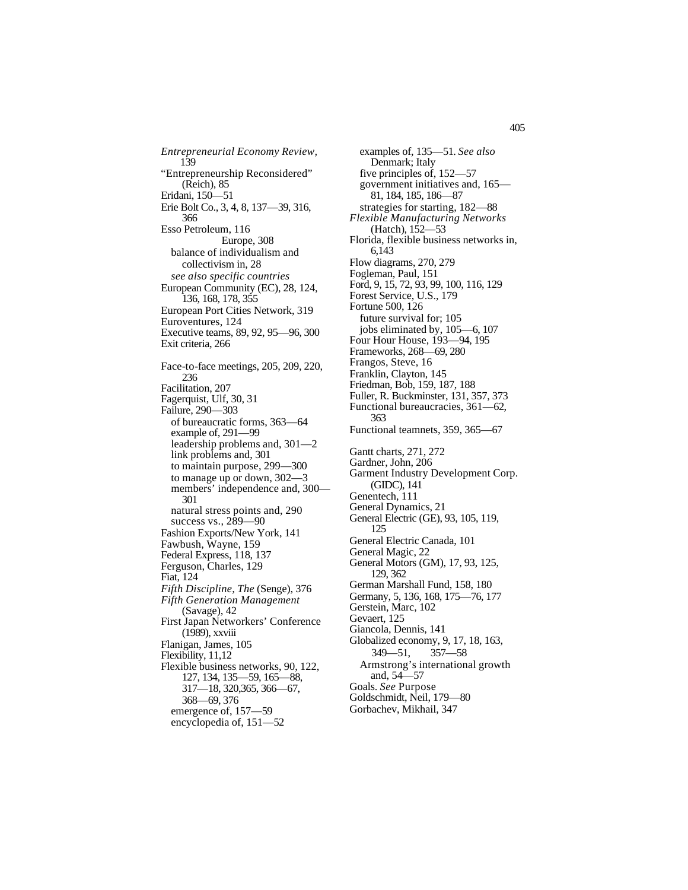*Entrepreneurial Economy Review,* 139
"Entrepreneurship Reconsidered" (Reich), 85
Eridani, 150—51
Erie Bolt Co., 3, 4, 8, 137—39, 316, 366
Esso Petroleum, 116
Europe, 308
  balance of individualism and collectivism in, 28
  *see also specific countries*
European Community (EC), 28, 124, 136, 168, 178, 355
European Port Cities Network, 319
Euroventures, 124
Executive teams, 89, 92, 95—96, 300
Exit criteria, 266

Face-to-face meetings, 205, 209, 220, 236
Facilitation, 207
Fagerquist, Ulf, 30, 31
Failure, 290—303
  of bureaucratic forms, 363—64
  example of, 291—99
  leadership problems and, 301—2
  link problems and, 301
  to maintain purpose, 299—300
  to manage up or down, 302—3
  members' independence and, 300—301
  natural stress points and, 290
  success vs., 289—90
Fashion Exports/New York, 141
Fawbush, Wayne, 159
Federal Express, 118, 137
Ferguson, Charles, 129
Fiat, 124
*Fifth Discipline, The* (Senge), 376
*Fifth Generation Management* (Savage), 42
First Japan Networkers' Conference (1989), xxviii
Flanigan, James, 105
Flexibility, 11,12
Flexible business networks, 90, 122, 127, 134, 135—59, 165—88, 317—18, 320,365, 366—67, 368—69, 376
  emergence of, 157—59
  encyclopedia of, 151—52
  examples of, 135—51. *See also* Denmark; Italy
  five principles of, 152—57
  government initiatives and, 165—81, 184, 185, 186—87
  strategies for starting, 182—88
*Flexible Manufacturing Networks* (Hatch), 152—53
Florida, flexible business networks in, 6,143
Flow diagrams, 270, 279
Fogleman, Paul, 151
Ford, 9, 15, 72, 93, 99, 100, 116, 129
Forest Service, U.S., 179
Fortune 500, 126
  future survival for; 105
  jobs eliminated by, 105—6, 107
Four Hour House, 193—94, 195
Frameworks, 268—69, 280
Frangos, Steve, 16
Franklin, Clayton, 145
Friedman, Bob, 159, 187, 188
Fuller, R. Buckminster, 131, 357, 373
Functional bureaucracies, 361—62, 363
Functional teamnets, 359, 365—67

Gantt charts, 271, 272
Gardner, John, 206
Garment Industry Development Corp. (GIDC), 141
Genentech, 111
General Dynamics, 21
General Electric (GE), 93, 105, 119, 125
General Electric Canada, 101
General Magic, 22
General Motors (GM), 17, 93, 125, 129, 362
German Marshall Fund, 158, 180
Germany, 5, 136, 168, 175—76, 177
Gerstein, Marc, 102
Gevaert, 125
Giancola, Dennis, 141
Globalized economy, 9, 17, 18, 163, 349—51, 357—58
  Armstrong's international growth and, 54—57
Goals. *See* Purpose
Goldschmidt, Neil, 179—80
Gorbachev, Mikhail, 347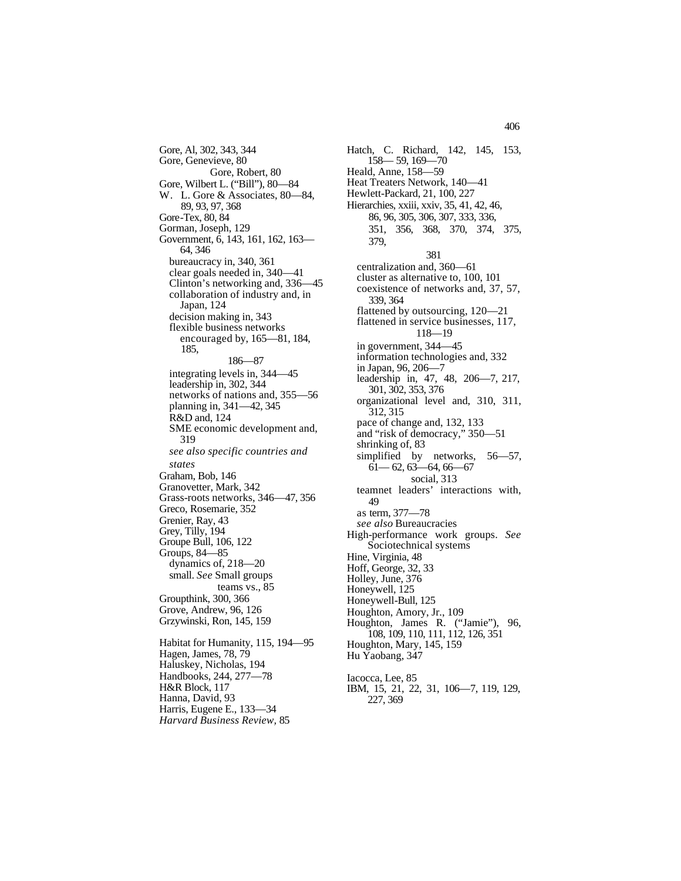Gore, Al, 302, 343, 344
Gore, Genevieve, 80
Gore, Robert, 80
Gore, Wilbert L. ("Bill"), 80—84
W. L. Gore & Associates, 80—84, 89, 93, 97, 368
Gore-Tex, 80, 84
Gorman, Joseph, 129
Government, 6, 143, 161, 162, 163—64, 346
- bureaucracy in, 340, 361
- clear goals needed in, 340—41
- Clinton's networking and, 336—45
- collaboration of industry and, in Japan, 124
- decision making in, 343
- flexible business networks encouraged by, 165—81, 184, 185, 186—87
- integrating levels in, 344—45
- leadership in, 302, 344
- networks of nations and, 355—56
- planning in, 341—42, 345
- R&D and, 124
- SME economic development and, 319
- *see also specific countries and states*

Graham, Bob, 146
Granovetter, Mark, 342
Grass-roots networks, 346—47, 356
Greco, Rosemarie, 352
Grenier, Ray, 43
Grey, Tilly, 194
Groupe Bull, 106, 122
Groups, 84—85
- dynamics of, 218—20
- small. *See* Small groups
- teams vs., 85

Groupthink, 300, 366
Grove, Andrew, 96, 126
Grzywinski, Ron, 145, 159

Habitat for Humanity, 115, 194—95
Hagen, James, 78, 79
Haluskey, Nicholas, 194
Handbooks, 244, 277—78
H&R Block, 117
Hanna, David, 93
Harris, Eugene E., 133—34
*Harvard Business Review,* 85

Hatch, C. Richard, 142, 145, 153, 158—59, 169—70
Heald, Anne, 158—59
Heat Treaters Network, 140—41
Hewlett-Packard, 21, 100, 227
Hierarchies, xxiii, xxiv, 35, 41, 42, 46, 86, 96, 305, 306, 307, 333, 336, 351, 356, 368, 370, 374, 375, 379, 381
- centralization and, 360—61
- cluster as alternative to, 100, 101
- coexistence of networks and, 37, 57, 339, 364
- flattened by outsourcing, 120—21
- flattened in service businesses, 117, 118—19
- in government, 344—45
- information technologies and, 332
- in Japan, 96, 206—7
- leadership in, 47, 48, 206—7, 217, 301, 302, 353, 376
- organizational level and, 310, 311, 312, 315
- pace of change and, 132, 133
- and "risk of democracy," 350—51
- shrinking of, 83
- simplified by networks, 56—57, 61—62, 63—64, 66—67
- social, 313
- teamnet leaders' interactions with, 49
- as term, 377—78
- *see also* Bureaucracies

High-performance work groups. *See* Sociotechnical systems
Hine, Virginia, 48
Hoff, George, 32, 33
Holley, June, 376
Honeywell, 125
Honeywell-Bull, 125
Houghton, Amory, Jr., 109
Houghton, James R. ("Jamie"), 96, 108, 109, 110, 111, 112, 126, 351
Houghton, Mary, 145, 159
Hu Yaobang, 347

Iacocca, Lee, 85
IBM, 15, 21, 22, 31, 106—7, 119, 129, 227, 369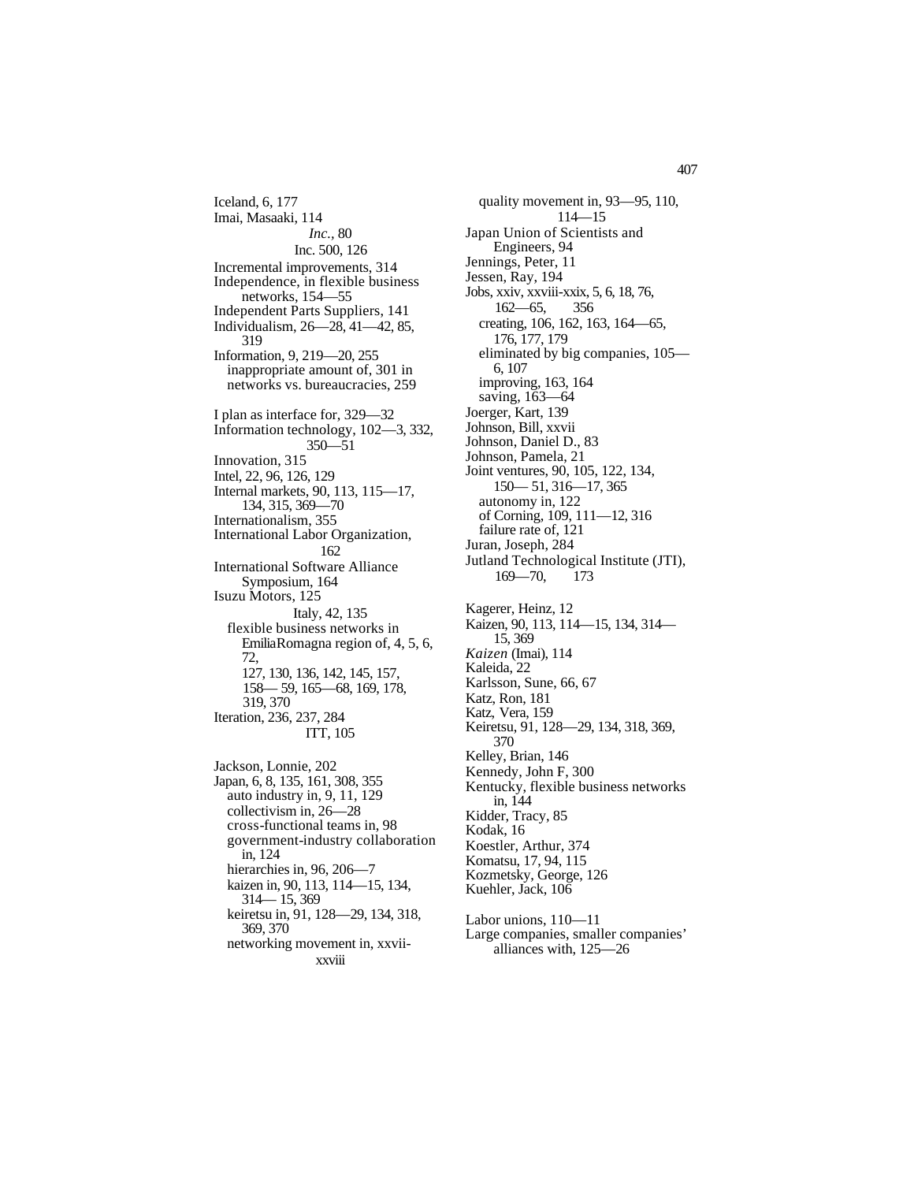Iceland, 6, 177
Imai, Masaaki, 114
*Inc.*, 80
Inc. 500, 126
Incremental improvements, 314
Independence, in flexible business networks, 154—55
Independent Parts Suppliers, 141
Individualism, 26—28, 41—42, 85, 319
Information, 9, 219—20, 255
  inappropriate amount of, 301 in networks vs. bureaucracies, 259

I plan as interface for, 329—32
Information technology, 102—3, 332, 350—51
Innovation, 315
Intel, 22, 96, 126, 129
Internal markets, 90, 113, 115—17, 134, 315, 369—70
Internationalism, 355
International Labor Organization, 162
International Software Alliance Symposium, 164
Isuzu Motors, 125
Italy, 42, 135
  flexible business networks in EmiliaRomagna region of, 4, 5, 6, 72, 127, 130, 136, 142, 145, 157, 158— 59, 165—68, 169, 178, 319, 370
Iteration, 236, 237, 284
ITT, 105

Jackson, Lonnie, 202
Japan, 6, 8, 135, 161, 308, 355
  auto industry in, 9, 11, 129
  collectivism in, 26—28
  cross-functional teams in, 98
  government-industry collaboration in, 124
  hierarchies in, 96, 206—7
  kaizen in, 90, 113, 114—15, 134, 314— 15, 369
  keiretsu in, 91, 128—29, 134, 318, 369, 370
  networking movement in, xxvii-xxviii
  quality movement in, 93—95, 110, 114—15
Japan Union of Scientists and Engineers, 94
Jennings, Peter, 11
Jessen, Ray, 194
Jobs, xxiv, xxviii-xxix, 5, 6, 18, 76, 162—65, 356
  creating, 106, 162, 163, 164—65, 176, 177, 179
  eliminated by big companies, 105—6, 107
  improving, 163, 164
  saving, 163—64
Joerger, Kart, 139
Johnson, Bill, xxvii
Johnson, Daniel D., 83
Johnson, Pamela, 21
Joint ventures, 90, 105, 122, 134, 150— 51, 316—17, 365
  autonomy in, 122
  of Corning, 109, 111—12, 316
  failure rate of, 121
Juran, Joseph, 284
Jutland Technological Institute (JTI), 169—70, 173

Kagerer, Heinz, 12
Kaizen, 90, 113, 114—15, 134, 314—15, 369
*Kaizen* (Imai), 114
Kaleida, 22
Karlsson, Sune, 66, 67
Katz, Ron, 181
Katz, Vera, 159
Keiretsu, 91, 128—29, 134, 318, 369, 370
Kelley, Brian, 146
Kennedy, John F, 300
Kentucky, flexible business networks in, 144
Kidder, Tracy, 85
Kodak, 16
Koestler, Arthur, 374
Komatsu, 17, 94, 115
Kozmetsky, George, 126
Kuehler, Jack, 106

Labor unions, 110—11
Large companies, smaller companies' alliances with, 125—26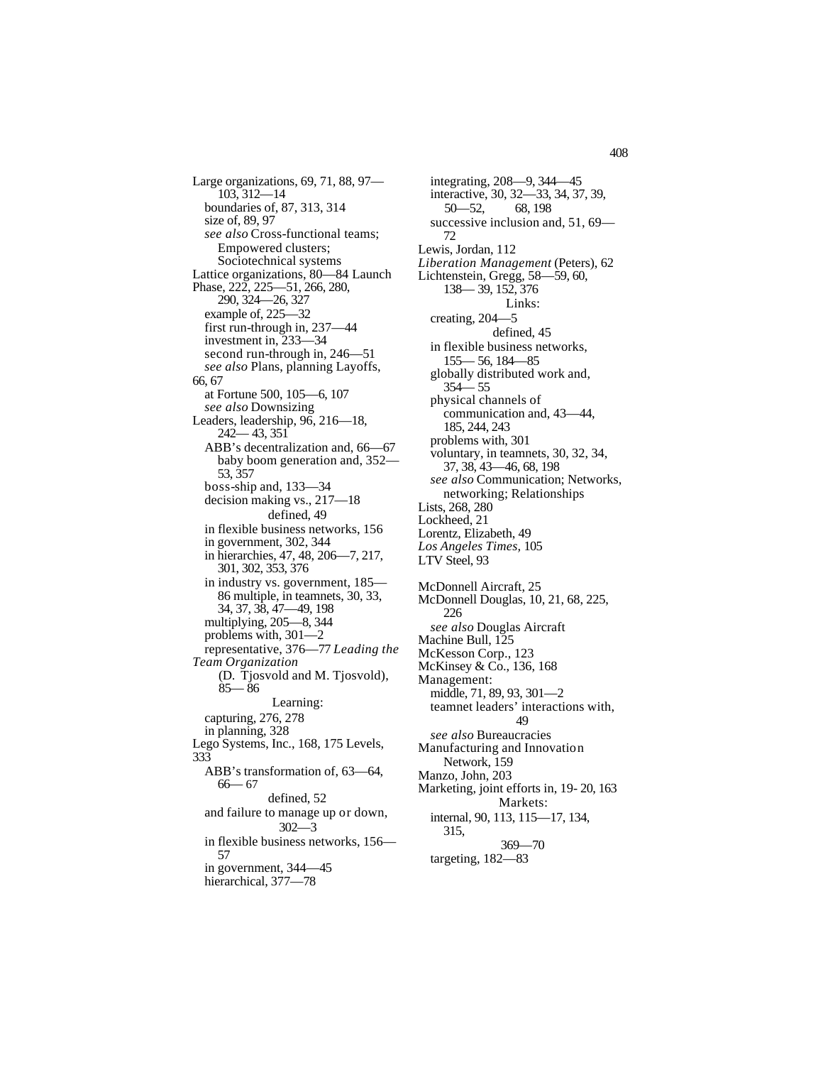Large organizations, 69, 71, 88, 97—103, 312—14
- boundaries of, 87, 313, 314
- size of, 89, 97
- *see also* Cross-functional teams; Empowered clusters; Sociotechnical systems

Lattice organizations, 80—84

Launch Phase, 222, 225—51, 266, 280, 290, 324—26, 327
- example of, 225—32
- first run-through in, 237—44
- investment in, 233—34
- second run-through in, 246—51
- *see also* Plans, planning

Layoffs, 66, 67
- at Fortune 500, 105—6, 107
- *see also* Downsizing

Leaders, leadership, 96, 216—18, 242—43, 351
- ABB's decentralization and, 66—67
- baby boom generation and, 352—53, 357
- boss-ship and, 133—34
- decision making vs., 217—18
- defined, 49
- in flexible business networks, 156
- in government, 302, 344
- in hierarchies, 47, 48, 206—7, 217, 301, 302, 353, 376
- in industry vs. government, 185—86
- multiple, in teamnets, 30, 33, 34, 37, 38, 47—49, 198
- multiplying, 205—8, 344
- problems with, 301—2
- representative, 376—77

*Leading the Team Organization* (D. Tjosvold and M. Tjosvold), 85—86

Learning:
- capturing, 276, 278
- in planning, 328

Lego Systems, Inc., 168, 175

Levels, 333
- ABB's transformation of, 63—64, 66—67
- defined, 52
- and failure to manage up or down, 302—3
- in flexible business networks, 156—57
- in government, 344—45
- hierarchical, 377—78
- integrating, 208—9, 344—45
- interactive, 30, 32—33, 34, 37, 39, 50—52, 68, 198
- successive inclusion and, 51, 69—72

Lewis, Jordan, 112

*Liberation Management* (Peters), 62

Lichtenstein, Gregg, 58—59, 60, 138—39, 152, 376

Links:
- creating, 204—5
- defined, 45
- in flexible business networks, 155—56, 184—85
- globally distributed work and, 354—55
- physical channels of communication and, 43—44, 185, 244, 243
- problems with, 301
- voluntary, in teamnets, 30, 32, 34, 37, 38, 43—46, 68, 198
- *see also* Communication; Networks, networking; Relationships

Lists, 268, 280

Lockheed, 21

Lorentz, Elizabeth, 49

*Los Angeles Times,* 105

LTV Steel, 93

McDonnell Aircraft, 25

McDonnell Douglas, 10, 21, 68, 225, 226
- *see also* Douglas Aircraft

Machine Bull, 125

McKesson Corp., 123

McKinsey & Co., 136, 168

Management:
- middle, 71, 89, 93, 301—2
- teamnet leaders' interactions with, 49
- *see also* Bureaucracies

Manufacturing and Innovation Network, 159

Manzo, John, 203

Marketing, joint efforts in, 19-20, 163

Markets:
- internal, 90, 113, 115—17, 134, 315, 369—70
- targeting, 182—83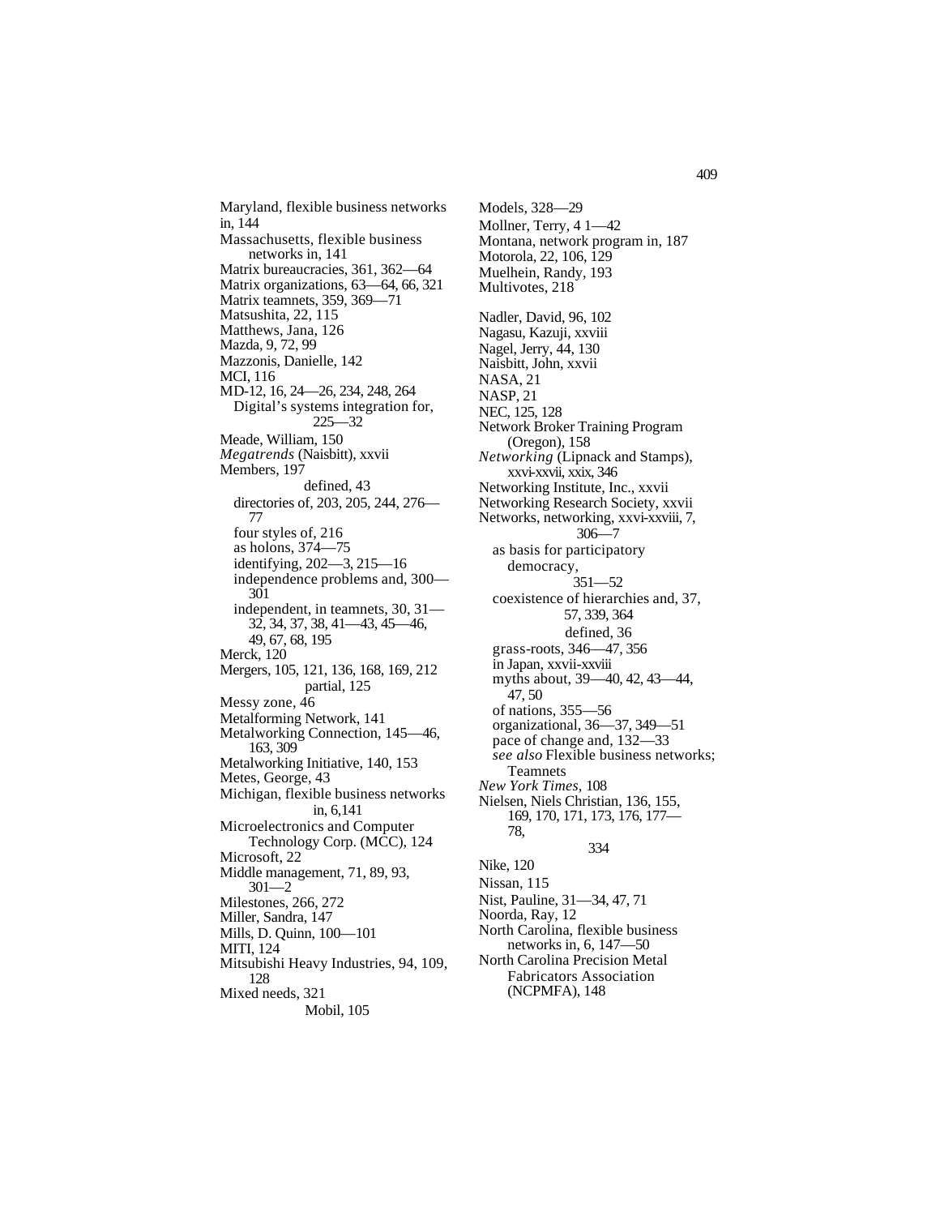Maryland, flexible business networks in, 144
Massachusetts, flexible business networks in, 141
Matrix bureaucracies, 361, 362—64
Matrix organizations, 63—64, 66, 321
Matrix teamnets, 359, 369—71
Matsushita, 22, 115
Matthews, Jana, 126
Mazda, 9, 72, 99
Mazzonis, Danielle, 142
MCI, 116
MD-12, 16, 24—26, 234, 248, 264
 Digital's systems integration for, 225—32
Meade, William, 150
*Megatrends* (Naisbitt), xxvii
Members, 197
 defined, 43
 directories of, 203, 205, 244, 276—77
 four styles of, 216
 as holons, 374—75
 identifying, 202—3, 215—16
 independence problems and, 300—301
 independent, in teamnets, 30, 31—32, 34, 37, 38, 41—43, 45—46, 49, 67, 68, 195
Merck, 120
Mergers, 105, 121, 136, 168, 169, 212
 partial, 125
Messy zone, 46
Metalforming Network, 141
Metalworking Connection, 145—46, 163, 309
Metalworking Initiative, 140, 153
Metes, George, 43
Michigan, flexible business networks in, 6,141
Microelectronics and Computer Technology Corp. (MCC), 124
Microsoft, 22
Middle management, 71, 89, 93, 301—2
Milestones, 266, 272
Miller, Sandra, 147
Mills, D. Quinn, 100—101
MITI, 124
Mitsubishi Heavy Industries, 94, 109, 128
Mixed needs, 321
Mobil, 105

Models, 328—29
Mollner, Terry, 4 1—42
Montana, network program in, 187
Motorola, 22, 106, 129
Muelhein, Randy, 193
Multivotes, 218

Nadler, David, 96, 102
Nagasu, Kazuji, xxviii
Nagel, Jerry, 44, 130
Naisbitt, John, xxvii
NASA, 21
NASP, 21
NEC, 125, 128
Network Broker Training Program (Oregon), 158
*Networking* (Lipnack and Stamps), xxvi-xxvii, xxix, 346
Networking Institute, Inc., xxvii
Networking Research Society, xxvii
Networks, networking, xxvi-xxviii, 7, 306—7
 as basis for participatory democracy, 351—52
 coexistence of hierarchies and, 37, 57, 339, 364
 defined, 36
 grass-roots, 346—47, 356
 in Japan, xxvii-xxviii
 myths about, 39—40, 42, 43—44, 47, 50
 of nations, 355—56
 organizational, 36—37, 349—51
 pace of change and, 132—33
 *see also* Flexible business networks; Teamnets
*New York Times*, 108
Nielsen, Niels Christian, 136, 155, 169, 170, 171, 173, 176, 177—78, 334
Nike, 120
Nissan, 115
Nist, Pauline, 31—34, 47, 71
Noorda, Ray, 12
North Carolina, flexible business networks in, 6, 147—50
North Carolina Precision Metal Fabricators Association (NCPMFA), 148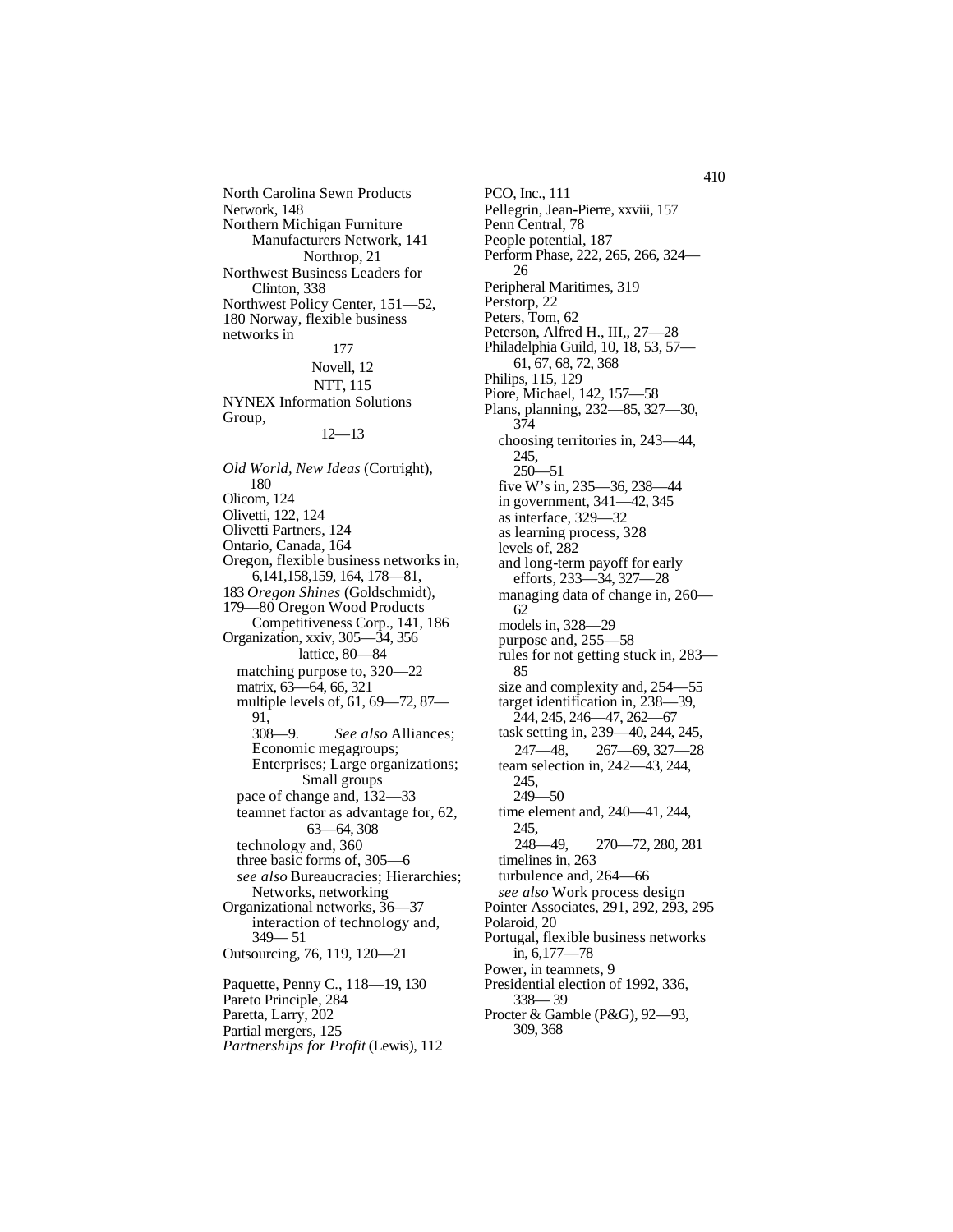North Carolina Sewn Products Network, 148
Northern Michigan Furniture Manufacturers Network, 141
Northrop, 21
Northwest Business Leaders for Clinton, 338
Northwest Policy Center, 151—52, 180
Norway, flexible business networks in 177
Novell, 12
NTT, 115
NYNEX Information Solutions Group, 12—13

*Old World, New Ideas* (Cortright), 180
Olicom, 124
Olivetti, 122, 124
Olivetti Partners, 124
Ontario, Canada, 164
Oregon, flexible business networks in, 6,141,158,159, 164, 178—81, 183
*Oregon Shines* (Goldschmidt), 179—80
Oregon Wood Products Competitiveness Corp., 141, 186
Organization, xxiv, 305—34, 356
  lattice, 80—84
  matching purpose to, 320—22
  matrix, 63—64, 66, 321
  multiple levels of, 61, 69—72, 87—91, 308—9. *See also* Alliances; Economic megagroups; Enterprises; Large organizations; Small groups
  pace of change and, 132—33
  teamnet factor as advantage for, 62, 63—64, 308
  technology and, 360
  three basic forms of, 305—6
  *see also* Bureaucracies; Hierarchies; Networks, networking
Organizational networks, 36—37
  interaction of technology and, 349— 51
Outsourcing, 76, 119, 120—21

Paquette, Penny C., 118—19, 130
Pareto Principle, 284
Paretta, Larry, 202
Partial mergers, 125
*Partnerships for Profit* (Lewis), 112
PCO, Inc., 111
Pellegrin, Jean-Pierre, xxviii, 157
Penn Central, 78
People potential, 187
Perform Phase, 222, 265, 266, 324—26
Peripheral Maritimes, 319
Perstorp, 22
Peters, Tom, 62
Peterson, Alfred H., III,, 27—28
Philadelphia Guild, 10, 18, 53, 57—61, 67, 68, 72, 368
Philips, 115, 129
Piore, Michael, 142, 157—58
Plans, planning, 232—85, 327—30, 374
  choosing territories in, 243—44, 245, 250—51
  five W's in, 235—36, 238—44
  in government, 341—42, 345
  as interface, 329—32
  as learning process, 328
  levels of, 282
  and long-term payoff for early efforts, 233—34, 327—28
  managing data of change in, 260—62
  models in, 328—29
  purpose and, 255—58
  rules for not getting stuck in, 283—85
  size and complexity and, 254—55
  target identification in, 238—39, 244, 245, 246—47, 262—67
  task setting in, 239—40, 244, 245, 247—48, 267—69, 327—28
  team selection in, 242—43, 244, 245, 249—50
  time element and, 240—41, 244, 245, 248—49, 270—72, 280, 281
  timelines in, 263
  turbulence and, 264—66
  *see also* Work process design
Pointer Associates, 291, 292, 293, 295
Polaroid, 20
Portugal, flexible business networks in, 6,177—78
Power, in teamnets, 9
Presidential election of 1992, 336, 338— 39
Procter & Gamble (P&G), 92—93, 309, 368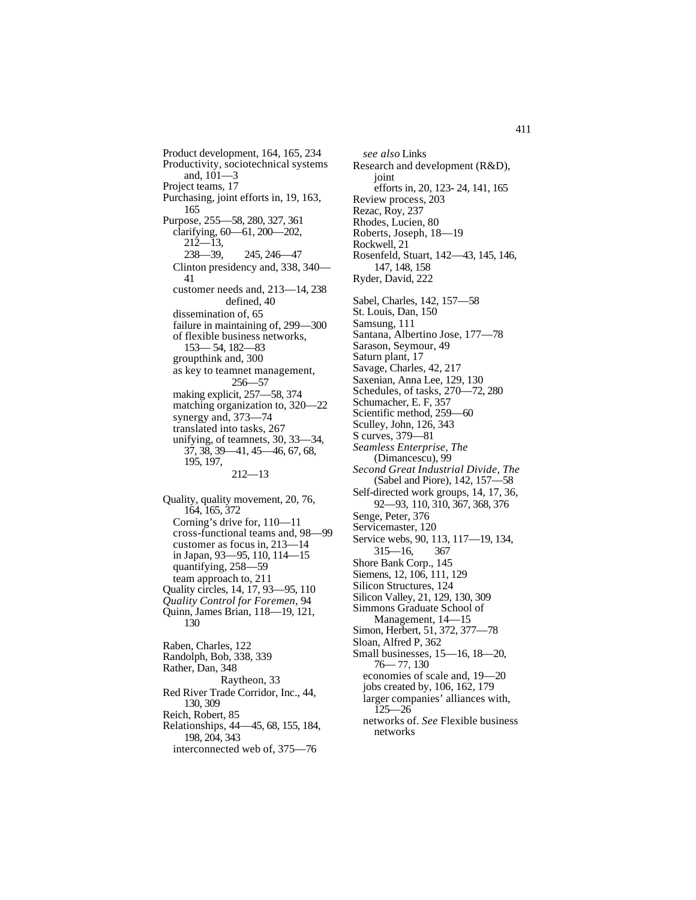Product development, 164, 165, 234
Productivity, sociotechnical systems and, 101—3
Project teams, 17
Purchasing, joint efforts in, 19, 163, 165
Purpose, 255—58, 280, 327, 361
  clarifying, 60—61, 200—202, 212—13, 238—39, 245, 246—47
  Clinton presidency and, 338, 340—41
  customer needs and, 213—14, 238
  defined, 40
  dissemination of, 65
  failure in maintaining of, 299—300
  of flexible business networks, 153—54, 182—83
  groupthink and, 300
  as key to teamnet management, 256—57
  making explicit, 257—58, 374
  matching organization to, 320—22
  synergy and, 373—74
  translated into tasks, 267
  unifying, of teamnets, 30, 33—34, 37, 38, 39—41, 45—46, 67, 68, 195, 197, 212—13

Quality, quality movement, 20, 76, 164, 165, 372
  Corning's drive for, 110—11
  cross-functional teams and, 98—99
  customer as focus in, 213—14
  in Japan, 93—95, 110, 114—15
  quantifying, 258—59
  team approach to, 211
Quality circles, 14, 17, 93—95, 110
*Quality Control for Foremen,* 94
Quinn, James Brian, 118—19, 121, 130

Raben, Charles, 122
Randolph, Bob, 338, 339
Rather, Dan, 348
Raytheon, 33
Red River Trade Corridor, Inc., 44, 130, 309
Reich, Robert, 85
Relationships, 44—45, 68, 155, 184, 198, 204, 343
  interconnected web of, 375—76
  *see also* Links
Research and development (R&D), joint efforts in, 20, 123-24, 141, 165
Review process, 203
Rezac, Roy, 237
Rhodes, Lucien, 80
Roberts, Joseph, 18—19
Rockwell, 21
Rosenfeld, Stuart, 142—43, 145, 146, 147, 148, 158
Ryder, David, 222

Sabel, Charles, 142, 157—58
St. Louis, Dan, 150
Samsung, 111
Santana, Albertino Jose, 177—78
Sarason, Seymour, 49
Saturn plant, 17
Savage, Charles, 42, 217
Saxenian, Anna Lee, 129, 130
Schedules, of tasks, 270—72, 280
Schumacher, E. F, 357
Scientific method, 259—60
Sculley, John, 126, 343
S curves, 379—81
*Seamless Enterprise, The* (Dimancescu), 99
*Second Great Industrial Divide, The* (Sabel and Piore), 142, 157—58
Self-directed work groups, 14, 17, 36, 92—93, 110, 310, 367, 368, 376
Senge, Peter, 376
Servicemaster, 120
Service webs, 90, 113, 117—19, 134, 315—16, 367
Shore Bank Corp., 145
Siemens, 12, 106, 111, 129
Silicon Structures, 124
Silicon Valley, 21, 129, 130, 309
Simmons Graduate School of Management, 14—15
Simon, Herbert, 51, 372, 377—78
Sloan, Alfred P, 362
Small businesses, 15—16, 18—20, 76—77, 130
  economies of scale and, 19—20
  jobs created by, 106, 162, 179
  larger companies' alliances with, 125—26
  networks of. *See* Flexible business networks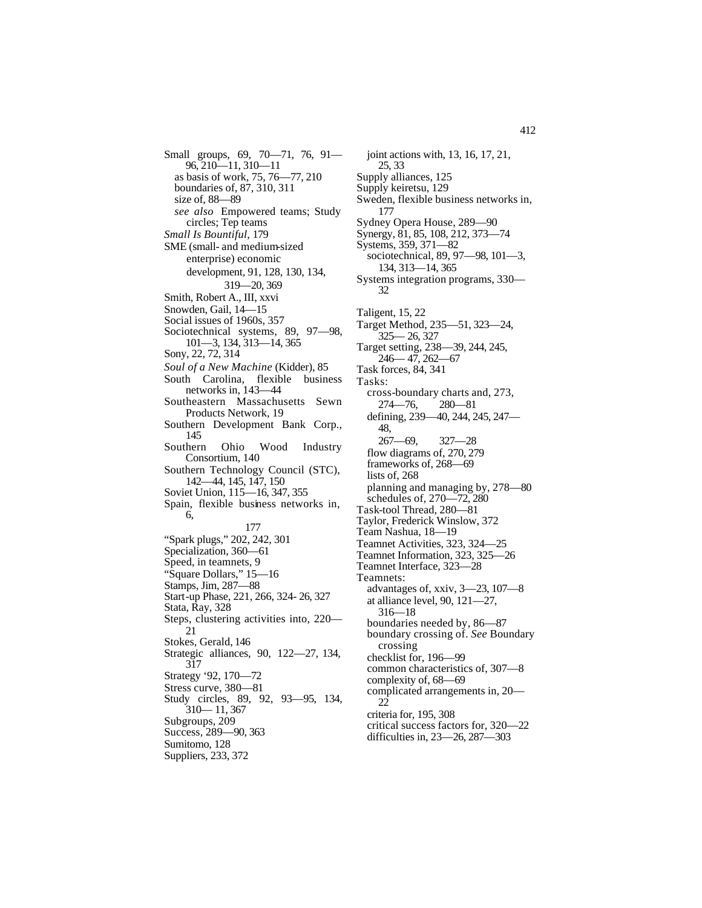Small groups, 69, 70—71, 76, 91—96, 210—11, 310—11
  as basis of work, 75, 76—77, 210
  boundaries of, 87, 310, 311
  size of, 88—89
  *see also* Empowered teams; Study circles; Tep teams
*Small Is Bountiful*, 179
SME (small- and medium-sized enterprise) economic development, 91, 128, 130, 134, 319—20, 369
Smith, Robert A., III, xxvi
Snowden, Gail, 14—15
Social issues of 1960s, 357
Sociotechnical systems, 89, 97—98, 101—3, 134, 313—14, 365
Sony, 22, 72, 314
*Soul of a New Machine* (Kidder), 85
South Carolina, flexible business networks in, 143—44
Southeastern Massachusetts Sewn Products Network, 19
Southern Development Bank Corp., 145
Southern Ohio Wood Industry Consortium, 140
Southern Technology Council (STC), 142—44, 145, 147, 150
Soviet Union, 115—16, 347, 355
Spain, flexible business networks in, 6, 177
"Spark plugs," 202, 242, 301
Specialization, 360—61
Speed, in teamnets, 9
"Square Dollars," 15—16
Stamps, Jim, 287—88
Start-up Phase, 221, 266, 324- 26, 327
Stata, Ray, 328
Steps, clustering activities into, 220—21
Stokes, Gerald, 146
Strategic alliances, 90, 122—27, 134, 317
Strategy '92, 170—72
Stress curve, 380—81
Study circles, 89, 92, 93—95, 134, 310— 11, 367
Subgroups, 209
Success, 289—90, 363
Sumitomo, 128
Suppliers, 233, 372
  joint actions with, 13, 16, 17, 21, 25, 33
Supply alliances, 125
Supply keiretsu, 129
Sweden, flexible business networks in, 177
Sydney Opera House, 289—90
Synergy, 81, 85, 108, 212, 373—74
Systems, 359, 371—82
  sociotechnical, 89, 97—98, 101—3, 134, 313—14, 365
Systems integration programs, 330—32

Taligent, 15, 22
Target Method, 235—51, 323—24, 325— 26, 327
Target setting, 238—39, 244, 245, 246— 47, 262—67
Task forces, 84, 341
Tasks:
  cross-boundary charts and, 273, 274—76, 280—81
  defining, 239—40, 244, 245, 247—48, 267—69, 327—28
  flow diagrams of, 270, 279
  frameworks of, 268—69
  lists of, 268
  planning and managing by, 278—80
  schedules of, 270—72, 280
Task-tool Thread, 280—81
Taylor, Frederick Winslow, 372
Team Nashua, 18—19
Teamnet Activities, 323, 324—25
Teamnet Information, 323, 325—26
Teamnet Interface, 323—28
Teamnets:
  advantages of, xxiv, 3—23, 107—8
  at alliance level, 90, 121—27, 316—18
  boundaries needed by, 86—87
  boundary crossing of. *See* Boundary crossing
  checklist for, 196—99
  common characteristics of, 307—8
  complexity of, 68—69
  complicated arrangements in, 20—22
  criteria for, 195, 308
  critical success factors for, 320—22
  difficulties in, 23—26, 287—303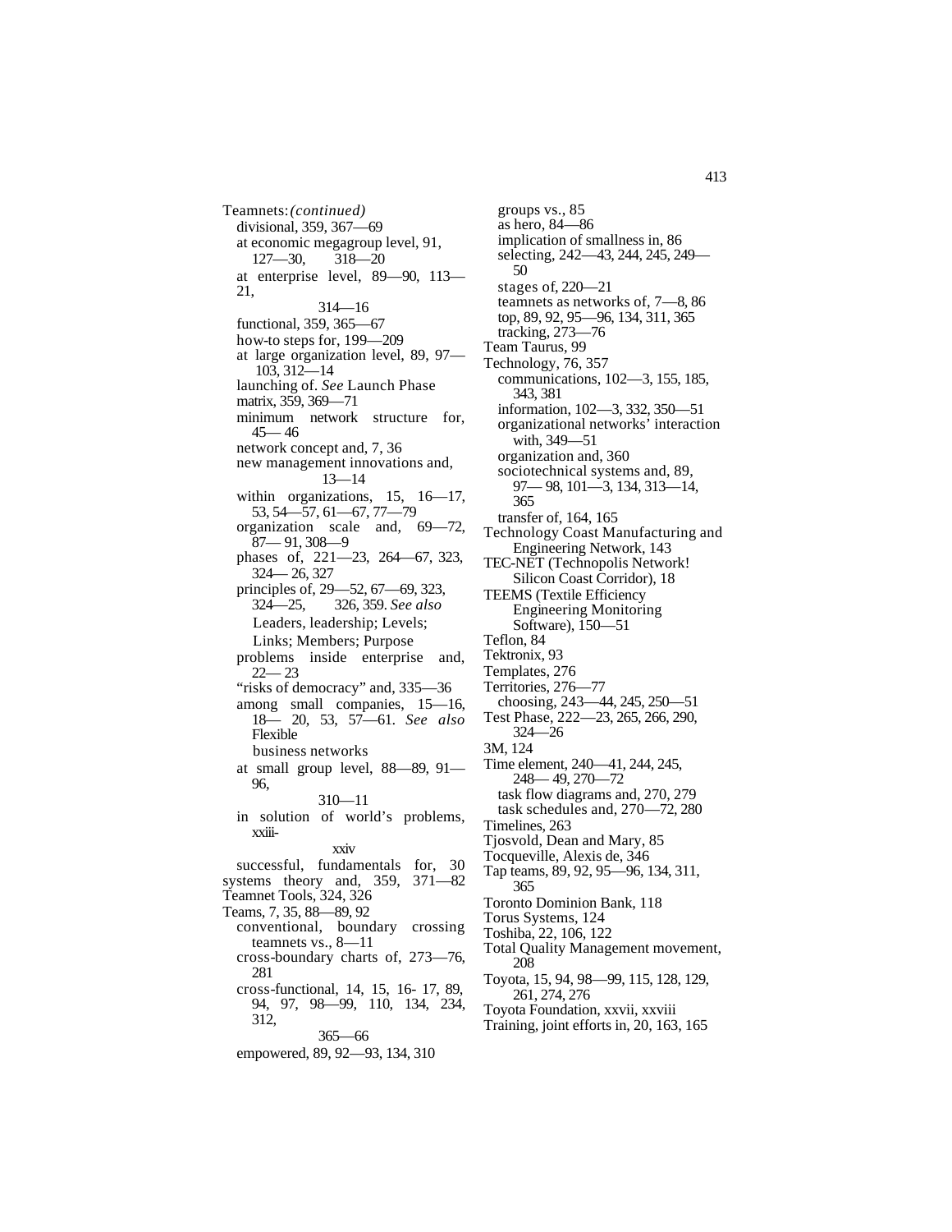Teamnets: *(continued)*

- divisional, 359, 367—69
- at economic megagroup level, 91, 127—30, 318—20
- at enterprise level, 89—90, 113—21, 314—16
- functional, 359, 365—67
- how-to steps for, 199—209
- at large organization level, 89, 97—103, 312—14
- launching of. *See* Launch Phase
- matrix, 359, 369—71
- minimum network structure for, 45— 46
- network concept and, 7, 36
- new management innovations and, 13—14
- within organizations, 15, 16—17, 53, 54—57, 61—67, 77—79
- organization scale and, 69—72, 87— 91, 308—9
- phases of, 221—23, 264—67, 323, 324— 26, 327
- principles of, 29—52, 67—69, 323, 324—25, 326, 359. *See also* Leaders, leadership; Levels; Links; Members; Purpose
- problems inside enterprise and, 22— 23
- "risks of democracy" and, 335—36
- among small companies, 15—16, 18— 20, 53, 57—61. *See also* Flexible business networks
- at small group level, 88—89, 91—96, 310—11
- in solution of world's problems, xxiii-xxiv
- successful, fundamentals for, 30
- systems theory and, 359, 371—82

Teamnet Tools, 324, 326

Teams, 7, 35, 88—89, 92

- conventional, boundary crossing teamnets vs., 8—11
- cross-boundary charts of, 273—76, 281
- cross-functional, 14, 15, 16- 17, 89, 94, 97, 98—99, 110, 134, 234, 312, 365—66
- empowered, 89, 92—93, 134, 310
- groups vs., 85
- as hero, 84—86
- implication of smallness in, 86
- selecting, 242—43, 244, 245, 249—50
- stages of, 220—21
- teamnets as networks of, 7—8, 86
- top, 89, 92, 95—96, 134, 311, 365
- tracking, 273—76

Team Taurus, 99

Technology, 76, 357

- communications, 102—3, 155, 185, 343, 381
- information, 102—3, 332, 350—51
- organizational networks' interaction with, 349—51
- organization and, 360
- sociotechnical systems and, 89, 97— 98, 101—3, 134, 313—14, 365
- transfer of, 164, 165

Technology Coast Manufacturing and Engineering Network, 143

TEC-NET (Technopolis Network! Silicon Coast Corridor), 18

TEEMS (Textile Efficiency Engineering Monitoring Software), 150—51

Teflon, 84

Tektronix, 93

Templates, 276

Territories, 276—77

- choosing, 243—44, 245, 250—51

Test Phase, 222—23, 265, 266, 290, 324—26

3M, 124

Time element, 240—41, 244, 245, 248— 49, 270—72

- task flow diagrams and, 270, 279
- task schedules and, 270—72, 280

Timelines, 263

Tjosvold, Dean and Mary, 85

Tocqueville, Alexis de, 346

Tap teams, 89, 92, 95—96, 134, 311, 365

Toronto Dominion Bank, 118

Torus Systems, 124

Toshiba, 22, 106, 122

Total Quality Management movement, 208

Toyota, 15, 94, 98—99, 115, 128, 129, 261, 274, 276

Toyota Foundation, xxvii, xxviii

Training, joint efforts in, 20, 163, 165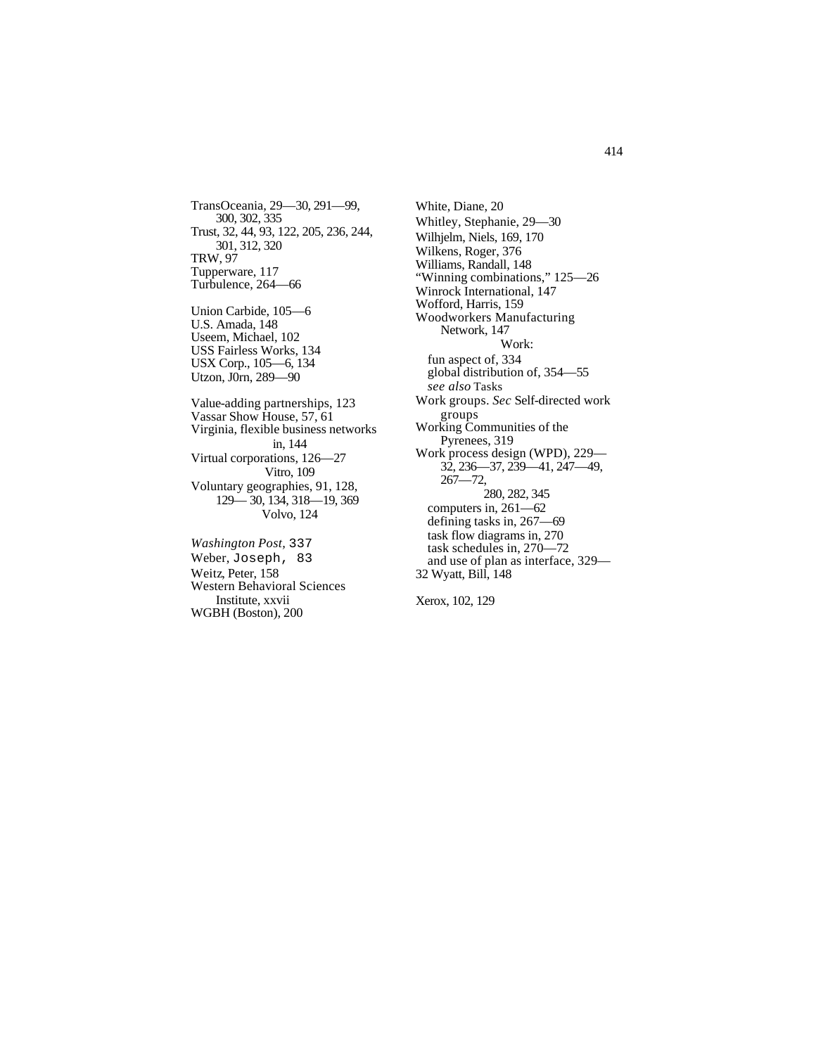TransOceania, 29—30, 291—99, 300, 302, 335
Trust, 32, 44, 93, 122, 205, 236, 244, 301, 312, 320
TRW, 97
Tupperware, 117
Turbulence, 264—66

Union Carbide, 105—6
U.S. Amada, 148
Useem, Michael, 102
USS Fairless Works, 134
USX Corp., 105—6, 134
Utzon, J0rn, 289—90

Value-adding partnerships, 123
Vassar Show House, 57, 61
Virginia, flexible business networks in, 144
Virtual corporations, 126—27
Vitro, 109
Voluntary geographies, 91, 128, 129— 30, 134, 318—19, 369
Volvo, 124

*Washington Post,* 337
Weber, Joseph, 83
Weitz, Peter, 158
Western Behavioral Sciences Institute, xxvii
WGBH (Boston), 200
White, Diane, 20
Whitley, Stephanie, 29—30
Wilhjelm, Niels, 169, 170
Wilkens, Roger, 376
Williams, Randall, 148
"Winning combinations," 125—26
Winrock International, 147
Wofford, Harris, 159
Woodworkers Manufacturing Network, 147
Work:
- fun aspect of, 334
- global distribution of, 354—55
- *see also* Tasks

Work groups. *Sec* Self-directed work groups
Working Communities of the Pyrenees, 319
Work process design (WPD), 229—32, 236—37, 239—41, 247—49, 267—72, 280, 282, 345
- computers in, 261—62
- defining tasks in, 267—69
- task flow diagrams in, 270
- task schedules in, 270—72
- and use of plan as interface, 329—32

Wyatt, Bill, 148

Xerox, 102, 129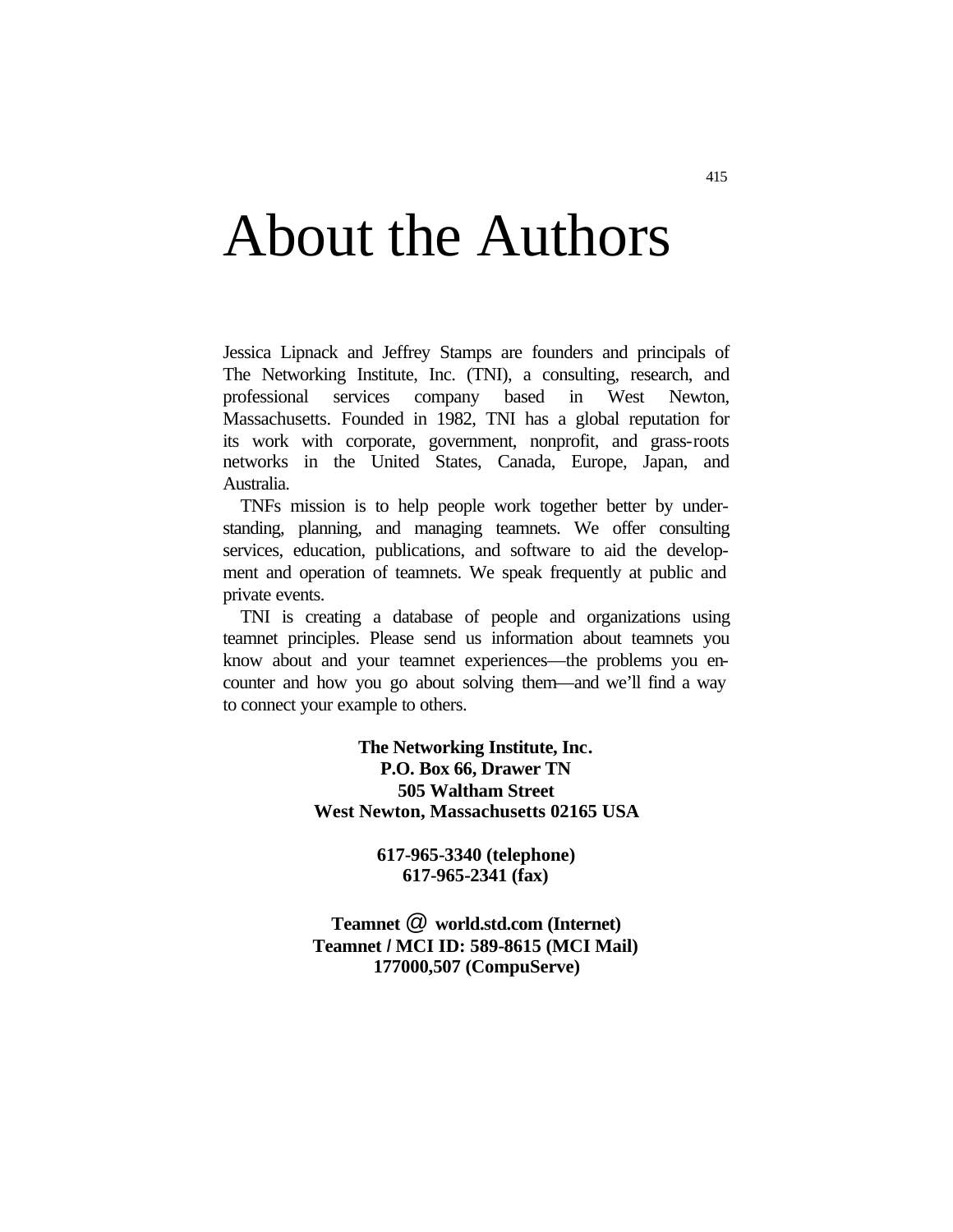# About the Authors

Jessica Lipnack and Jeffrey Stamps are founders and principals of The Networking Institute, Inc. (TNI), a consulting, research, and professional services company based in West Newton, Massachusetts. Founded in 1982, TNI has a global reputation for its work with corporate, government, nonprofit, and grass-roots networks in the United States, Canada, Europe, Japan, and Australia.

TNFs mission is to help people work together better by understanding, planning, and managing teamnets. We offer consulting services, education, publications, and software to aid the development and operation of teamnets. We speak frequently at public and private events.

TNI is creating a database of people and organizations using teamnet principles. Please send us information about teamnets you know about and your teamnet experiences—the problems you encounter and how you go about solving them—and we'll find a way to connect your example to others.

**The Networking Institute, Inc.**
**P.O. Box 66, Drawer TN**
**505 Waltham Street**
**West Newton, Massachusetts 02165 USA**

**617-965-3340 (telephone)**
**617-965-2341 (fax)**

**Teamnet @ world.std.com (Internet)**
**Teamnet / MCI ID: 589-8615 (MCI Mail)**
**177000,507 (CompuServe)**